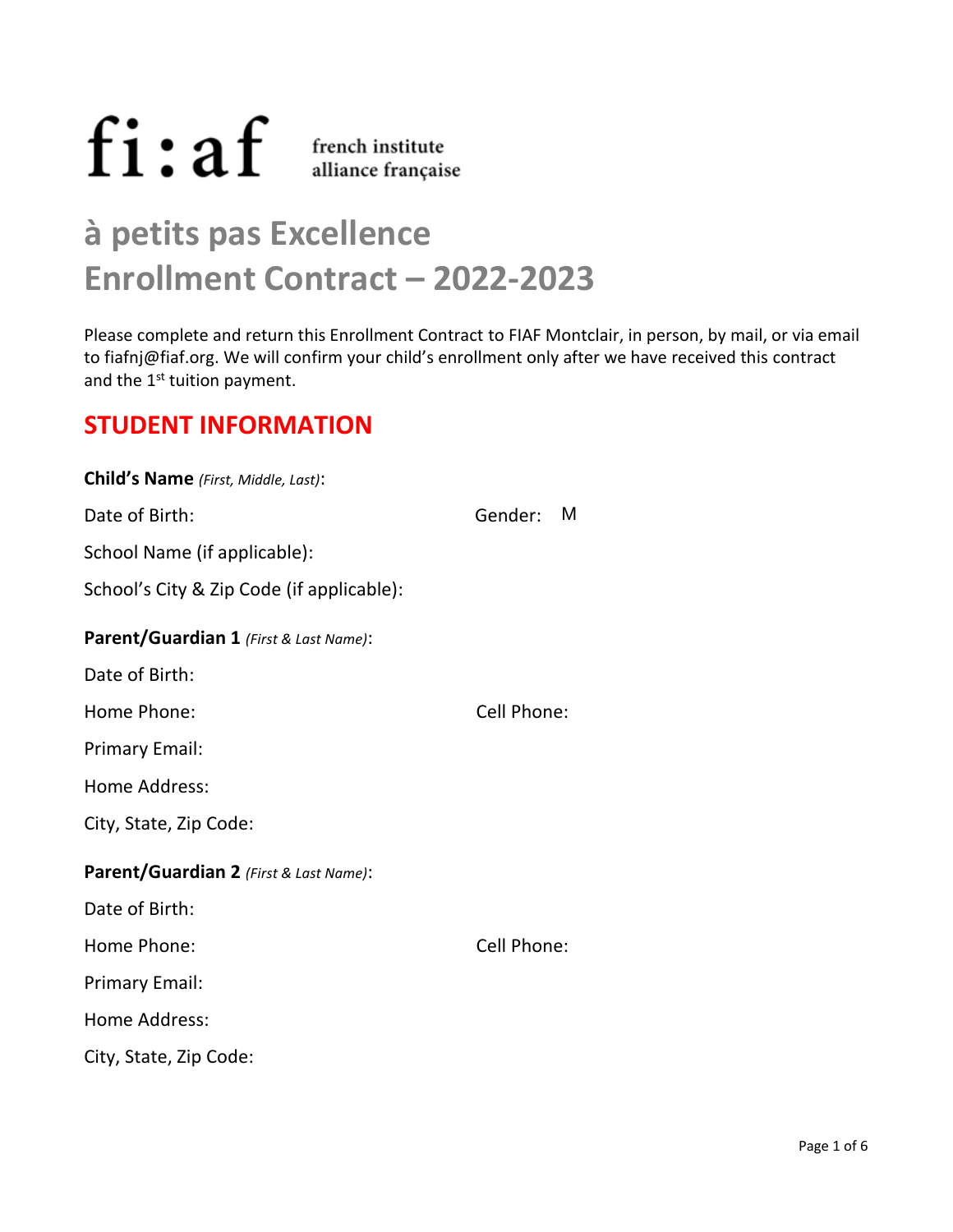fi:af french institute alliance française

# à petits pas Excellence Enrollment Contract – 2022-2023

Please complete and return this Enrollment Contract to FIAF Montclair, in person, by mail, or via email to fiafnj@fiaf.org. We will confirm your child's enrollment only after we have received this contract and the 1st tuition payment.

## STUDENT INFORMATION

**Child's Name** *(First, Middle, Last)*:

Date of Birth: Gender: M

School Name (if applicable):

School's City & Zip Code (if applicable):

**Parent/Guardian 1** *(First & Last Name)*:

Date of Birth:

Home Phone: Cell Phone:

Primary Email:

Home Address:

City, State, Zip Code:

**Parent/Guardian 2** *(First & Last Name)*:

Date of Birth:

Home Phone: Cell Phone:

Primary Email:

Home Address:

City, State, Zip Code: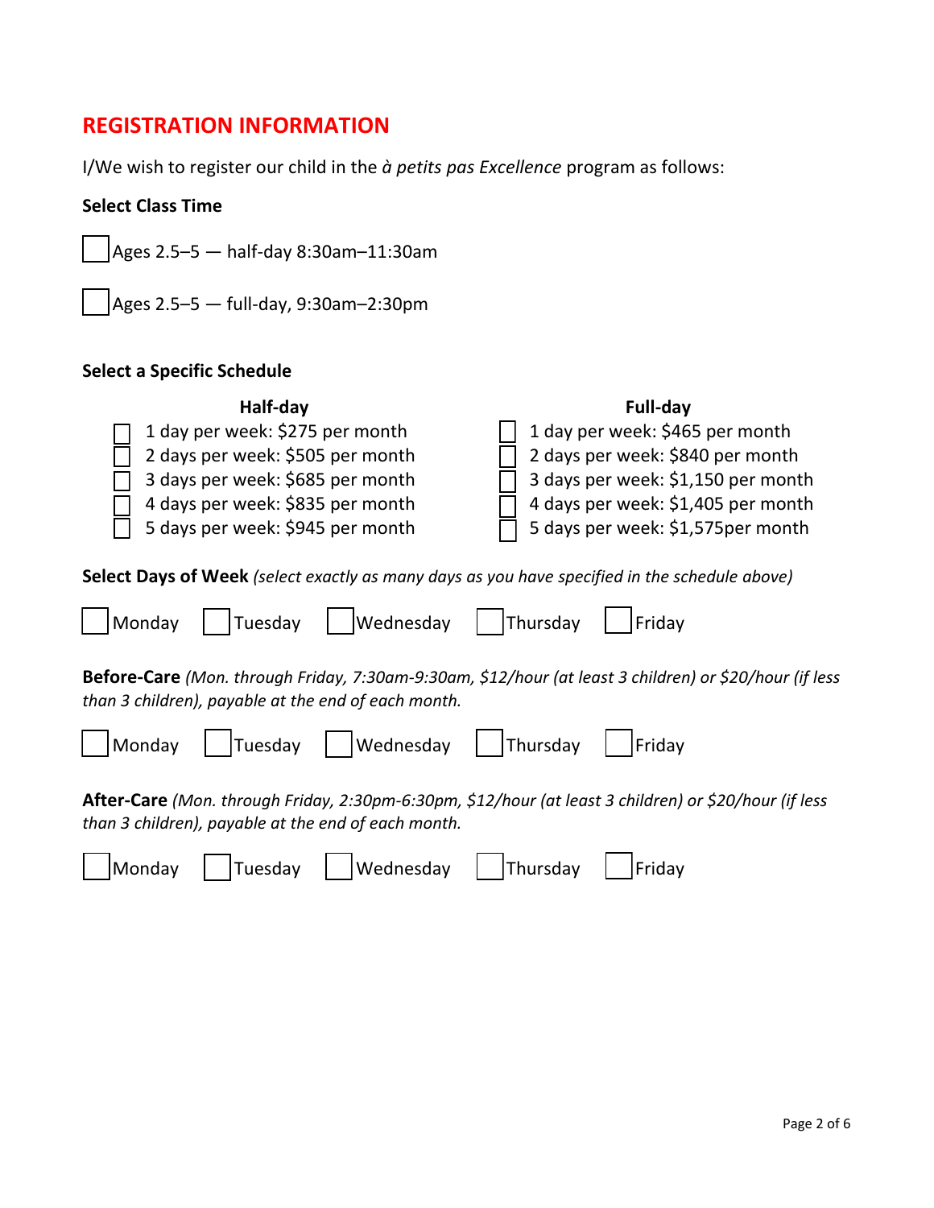## REGISTRATION INFORMATION

I/We wish to register our child in the *à petits pas Excellence* program as follows:

**Select Class Time**

- [ ] Ages 2.5–5 — half-day 8:30am–11:30am
- [ ] Ages 2.5–5 — full-day, 9:30am–2:30pm

**Select a Specific Schedule**

**Half-day**

- [ ] 1 day per week: $275 per month
- [ ] 2 days per week: $505 per month
- [ ] 3 days per week: $685 per month
- [ ] 4 days per week: $835 per month
- [ ] 5 days per week: $945 per month

**Full-day**

- [ ] 1 day per week: $465 per month
- [ ] 2 days per week: $840 per month
- [ ] 3 days per week: $1,150 per month
- [ ] 4 days per week: $1,405 per month
- [ ] 5 days per week: $1,575per month

**Select Days of Week** *(select exactly as many days as you have specified in the schedule above)*

- [ ] Monday - [ ] Tuesday - [ ] Wednesday - [ ] Thursday - [ ] Friday

**Before-Care** *(Mon. through Friday, 7:30am-9:30am, $12/hour (at least 3 children) or $20/hour (if less than 3 children), payable at the end of each month.*

- [ ] Monday - [ ] Tuesday - [ ] Wednesday - [ ] Thursday - [ ] Friday

**After-Care** *(Mon. through Friday, 2:30pm-6:30pm, $12/hour (at least 3 children) or $20/hour (if less than 3 children), payable at the end of each month.*

- [ ] Monday - [ ] Tuesday - [ ] Wednesday - [ ] Thursday - [ ] Friday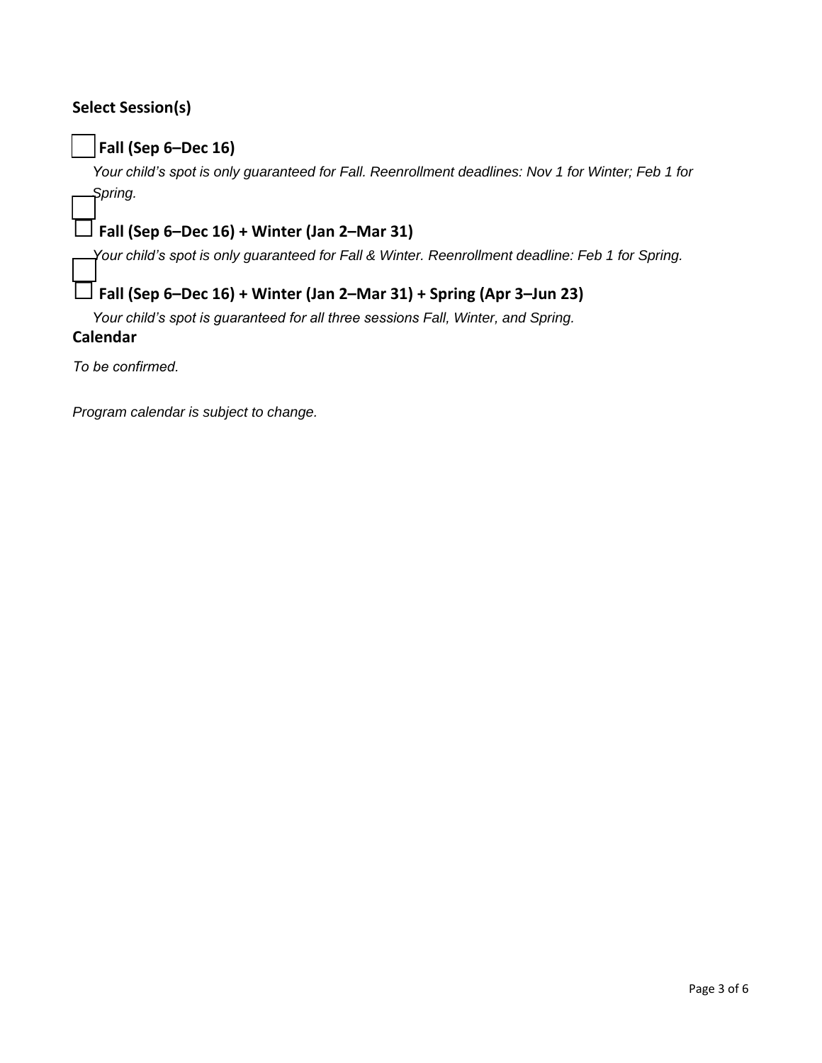**Select Session(s)**

☐ **Fall (Sep 6–Dec 16)**

*Your child's spot is only guaranteed for Fall. Reenrollment deadlines: Nov 1 for Winter; Feb 1 for Spring.*

☐ **Fall (Sep 6–Dec 16) + Winter (Jan 2–Mar 31)**

*Your child's spot is only guaranteed for Fall & Winter. Reenrollment deadline: Feb 1 for Spring.*

☐ **Fall (Sep 6–Dec 16) + Winter (Jan 2–Mar 31) + Spring (Apr 3–Jun 23)**

*Your child's spot is guaranteed for all three sessions Fall, Winter, and Spring.*

**Calendar**

*To be confirmed.*

*Program calendar is subject to change.*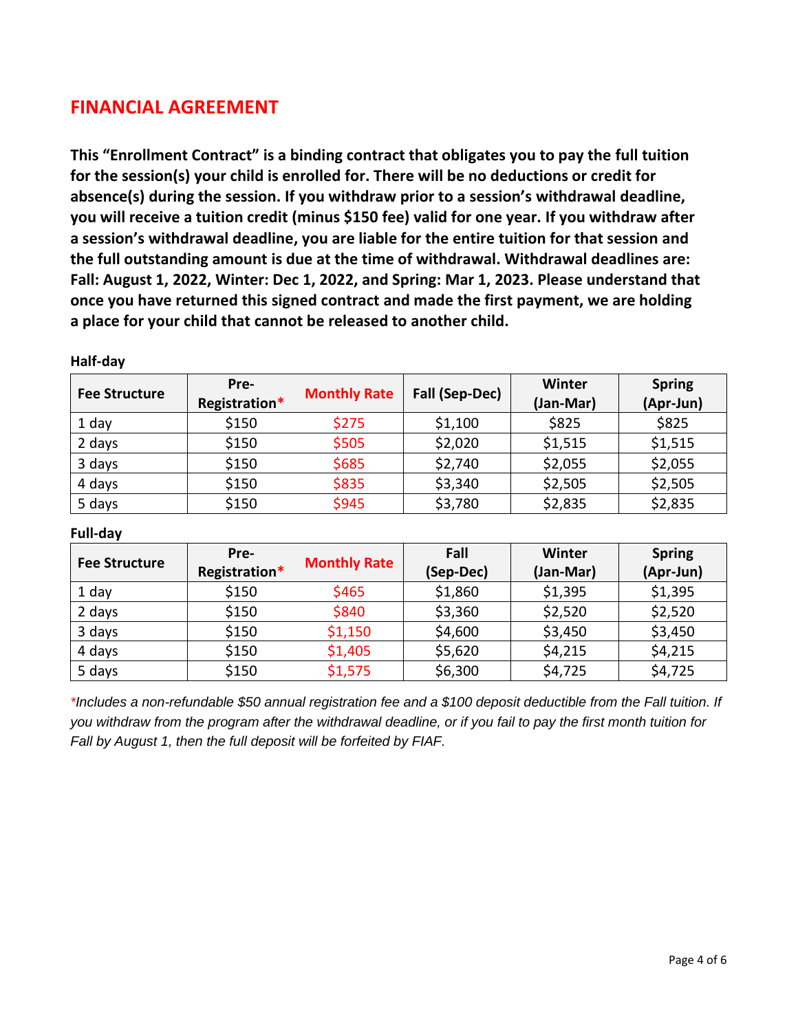## FINANCIAL AGREEMENT

**This "Enrollment Contract" is a binding contract that obligates you to pay the full tuition for the session(s) your child is enrolled for. There will be no deductions or credit for absence(s) during the session. If you withdraw prior to a session's withdrawal deadline, you will receive a tuition credit (minus $150 fee) valid for one year. If you withdraw after a session's withdrawal deadline, you are liable for the entire tuition for that session and the full outstanding amount is due at the time of withdrawal. Withdrawal deadlines are: Fall: August 1, 2022, Winter: Dec 1, 2022, and Spring: Mar 1, 2023. Please understand that once you have returned this signed contract and made the first payment, we are holding a place for your child that cannot be released to another child.**

**Half-day**

| Fee Structure | Pre-Registration* | Monthly Rate | Fall (Sep-Dec) | Winter (Jan-Mar) | Spring (Apr-Jun) |
|---|---|---|---|---|---|
| 1 day | $150 | $275 | $1,100 | $825 | $825 |
| 2 days | $150 | $505 | $2,020 | $1,515 | $1,515 |
| 3 days | $150 | $685 | $2,740 | $2,055 | $2,055 |
| 4 days | $150 | $835 | $3,340 | $2,505 | $2,505 |
| 5 days | $150 | $945 | $3,780 | $2,835 | $2,835 |

**Full-day**

| Fee Structure | Pre-Registration* | Monthly Rate | Fall (Sep-Dec) | Winter (Jan-Mar) | Spring (Apr-Jun) |
|---|---|---|---|---|---|
| 1 day | $150 | $465 | $1,860 | $1,395 | $1,395 |
| 2 days | $150 | $840 | $3,360 | $2,520 | $2,520 |
| 3 days | $150 | $1,150 | $4,600 | $3,450 | $3,450 |
| 4 days | $150 | $1,405 | $5,620 | $4,215 | $4,215 |
| 5 days | $150 | $1,575 | $6,300 | $4,725 | $4,725 |

*\*Includes a non-refundable $50 annual registration fee and a $100 deposit deductible from the Fall tuition. If you withdraw from the program after the withdrawal deadline, or if you fail to pay the first month tuition for Fall by August 1, then the full deposit will be forfeited by FIAF.*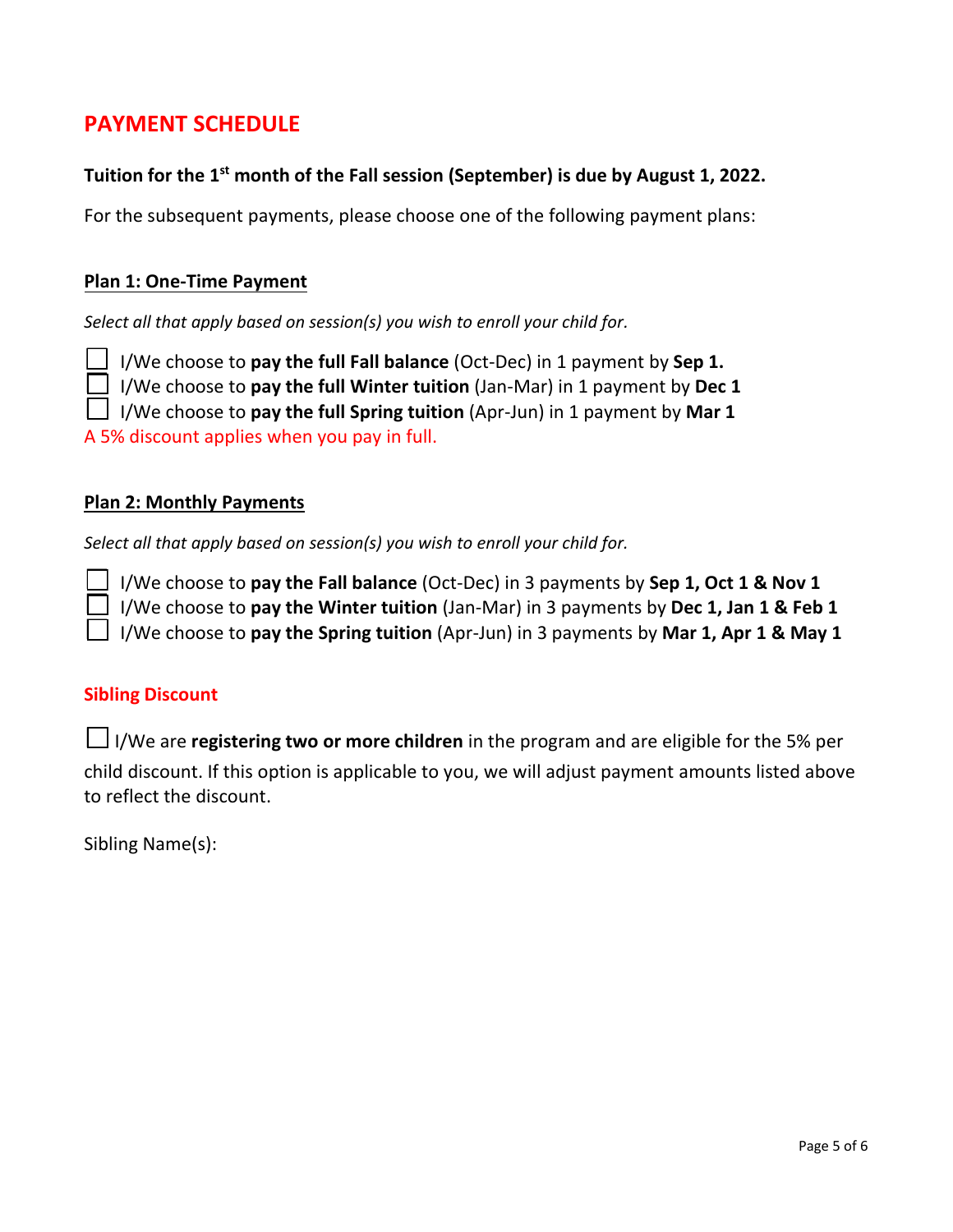## PAYMENT SCHEDULE

**Tuition for the 1st month of the Fall session (September) is due by August 1, 2022.**

For the subsequent payments, please choose one of the following payment plans:

**Plan 1: One-Time Payment**

*Select all that apply based on session(s) you wish to enroll your child for.*

- ☐ I/We choose to **pay the full Fall balance** (Oct-Dec) in 1 payment by **Sep 1.**
- ☐ I/We choose to **pay the full Winter tuition** (Jan-Mar) in 1 payment by **Dec 1**
- ☐ I/We choose to **pay the full Spring tuition** (Apr-Jun) in 1 payment by **Mar 1**

A 5% discount applies when you pay in full.

**Plan 2: Monthly Payments**

*Select all that apply based on session(s) you wish to enroll your child for.*

- ☐ I/We choose to **pay the Fall balance** (Oct-Dec) in 3 payments by **Sep 1, Oct 1 & Nov 1**
- ☐ I/We choose to **pay the Winter tuition** (Jan-Mar) in 3 payments by **Dec 1, Jan 1 & Feb 1**
- ☐ I/We choose to **pay the Spring tuition** (Apr-Jun) in 3 payments by **Mar 1, Apr 1 & May 1**

**Sibling Discount**

☐ I/We are **registering two or more children** in the program and are eligible for the 5% per child discount. If this option is applicable to you, we will adjust payment amounts listed above to reflect the discount.

Sibling Name(s):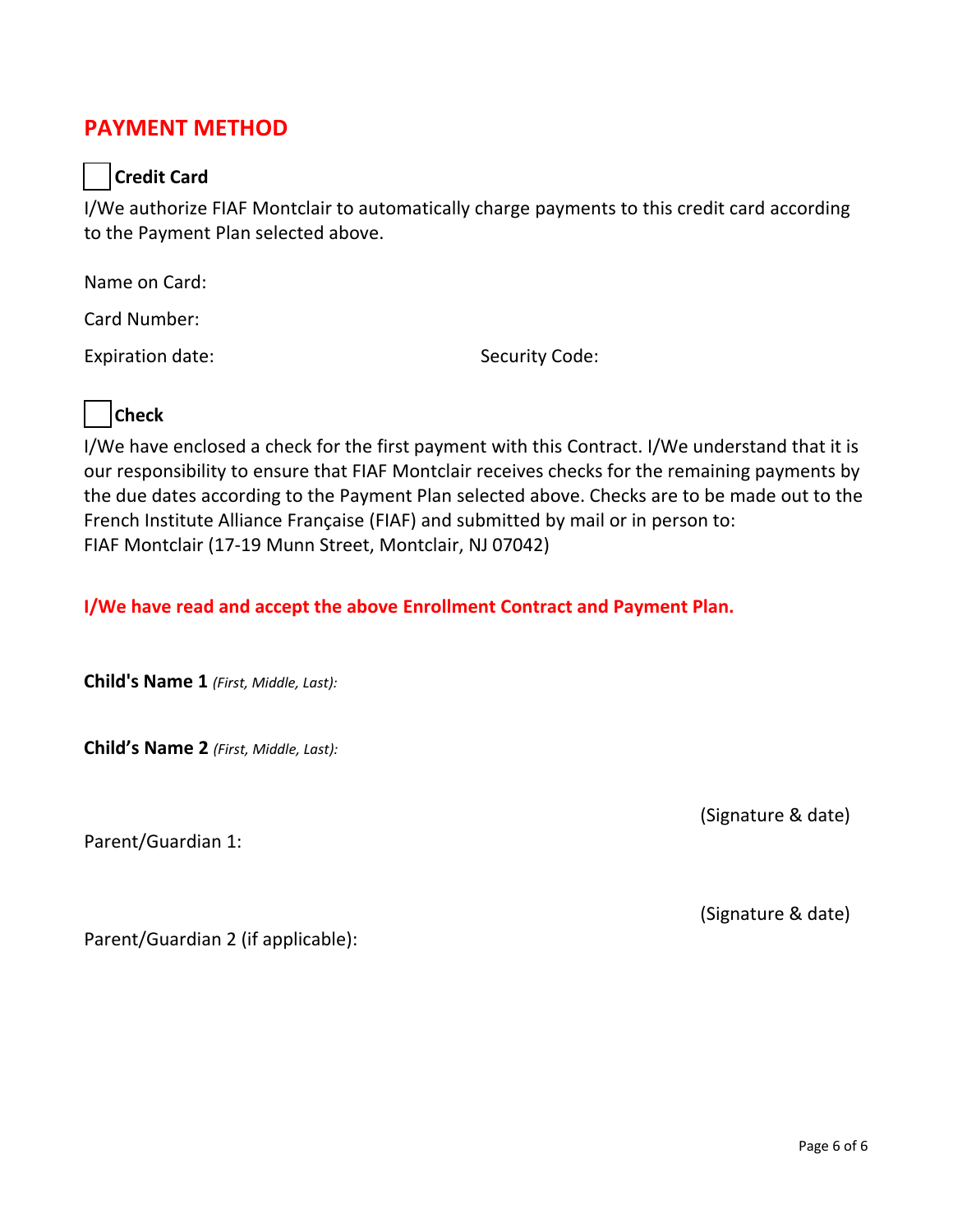## PAYMENT METHOD

☐ **Credit Card**

I/We authorize FIAF Montclair to automatically charge payments to this credit card according to the Payment Plan selected above.

Name on Card:

Card Number:

Expiration date: Security Code:

☐ **Check**

I/We have enclosed a check for the first payment with this Contract. I/We understand that it is our responsibility to ensure that FIAF Montclair receives checks for the remaining payments by the due dates according to the Payment Plan selected above. Checks are to be made out to the French Institute Alliance Française (FIAF) and submitted by mail or in person to:
FIAF Montclair (17-19 Munn Street, Montclair, NJ 07042)

**I/We have read and accept the above Enrollment Contract and Payment Plan.**

**Child's Name 1** *(First, Middle, Last):*

**Child's Name 2** *(First, Middle, Last):*

Parent/Guardian 1: (Signature & date)

Parent/Guardian 2 (if applicable): (Signature & date)